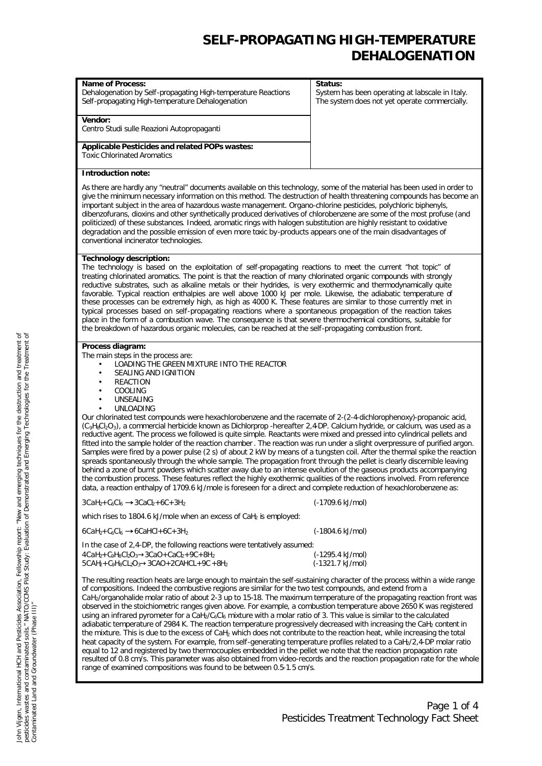# SELF-PROPAGATING HIGH-TEMPERATURE DEHALOGENATION

| **Name of Process:**<br>Dehalogenation by Self-propagating High-temperature Reactions<br>Self-propagating High-temperature Dehalogenation | **Status:**<br>System has been operating at labscale in Italy.<br>The system does not yet operate commercially. |
|---|---|
| **Vendor:**<br>Centro Studi sulle Reazioni Autopropaganti | |
| **Applicable Pesticides and related POPs wastes:**<br>Toxic Chlorinated Aromatics | |

**Introduction note:**

As there are hardly any "neutral" documents available on this technology, some of the material has been used in order to give the minimum necessary information on this method. The destruction of health threatening compounds has become an important subject in the area of hazardous waste management. Organo-chlorine pesticides, polychloric biphenyls, dibenzofurans, dioxins and other synthetically produced derivatives of chlorobenzene are some of the most profuse (and politicized) of these substances. Indeed, aromatic rings with halogen substitution are highly resistant to oxidative degradation and the possible emission of even more toxic by-products appears one of the main disadvantages of conventional incinerator technologies.

**Technology description:**

The technology is based on the exploitation of self-propagating reactions to meet the current "hot topic" of treating chlorinated aromatics. The point is that the reaction of many chlorinated organic compounds with strongly reductive substrates, such as alkaline metals or their hydrides, is very exothermic and thermodynamically quite favorable. Typical reaction enthalpies are well above 1000 kJ per mole. Likewise, the adiabatic temperature of these processes can be extremely high, as high as 4000 K. These features are similar to those currently met in typical processes based on self-propagating reactions where a spontaneous propagation of the reaction takes place in the form of a combustion wave. The consequence is that severe thermochemical conditions, suitable for the breakdown of hazardous organic molecules, can be reached at the self-propagating combustion front.

**Process diagram:**

The main steps in the process are:

- LOADING THE GREEN MIXTURE INTO THE REACTOR
- SEALING AND IGNITION
- REACTION
- COOLING
- UNSEALING
- UNLOADING

Our chlorinated test compounds were hexachlorobenzene and the racemate of 2-(2-4-dichlorophenoxy)-propanoic acid, ($C_9H_8Cl_2O_3$), a commercial herbicide known as Dichlorprop -hereafter 2,4-DP. Calcium hydride, or calcium, was used as a reductive agent. The process we followed is quite simple. Reactants were mixed and pressed into cylindrical pellets and fitted into the sample holder of the reaction chamber. The reaction was run under a slight overpressure of purified argon. Samples were fired by a power pulse (2 s) of about 2 kW by means of a tungsten coil. After the thermal spike the reaction spreads spontaneously through the whole sample. The propagation front through the pellet is clearly discernible leaving behind a zone of burnt powders which scatter away due to an intense evolution of the gaseous products accompanying the combustion process. These features reflect the highly exothermic qualities of the reactions involved. From reference data, a reaction enthalpy of 1709.6 kJ/mole is foreseen for a direct and complete reduction of hexachlorobenzene as:

$3CaH_2 + C_6Cl_6 \rightarrow 3CaCl_2 + 6C + 3H_2$ (-1709.6 kJ/mol)

which rises to 1804.6 kJ/mole when an excess of $CaH_2$ is employed:

$6CaH_2 + C_6Cl_6 \rightarrow 6CaHCl + 6C + 3H_2$ (-1804.6 kJ/mol)

In the case of 2,4-DP, the following reactions were tentatively assumed:

$4CaH_2 + C_9H_8Cl_2O_3 \rightarrow 3CaO + CaCl_2 + 9C + 8H_2$ (-1295.4 kJ/mol)

$5CAH_2 + C_9H_8CL_2O_3 \rightarrow 3CAO + 2CAHCL + 9C + 8H_2$ (-1321.7 kJ/mol)

The resulting reaction heats are large enough to maintain the self-sustaining character of the process within a wide range of compositions. Indeed the combustive regions are similar for the two test compounds, and extend from a $CaH_2$/organohalide molar ratio of about 2-3 up to 15-18. The maximum temperature of the propagating reaction front was observed in the stoichiometric ranges given above. For example, a combustion temperature above 2650 K was registered using an infrared pyrometer for a $CaH_2/C_6Cl_6$ mixture with a molar ratio of 3. This value is similar to the calculated adiabatic temperature of 2984 K. The reaction temperature progressively decreased with increasing the $CaH_2$ content in the mixture. This is due to the excess of $CaH_2$ which does not contribute to the reaction heat, while increasing the total heat capacity of the system. For example, from self-generating temperature profiles related to a $CaH_2$/2,4-DP molar ratio equal to 12 and registered by two thermocouples embedded in the pellet we note that the reaction propagation rate resulted of 0.8 cm/s. This parameter was also obtained from video-records and the reaction propagation rate for the whole range of examined compositions was found to be between 0.5-1.5 cm/s.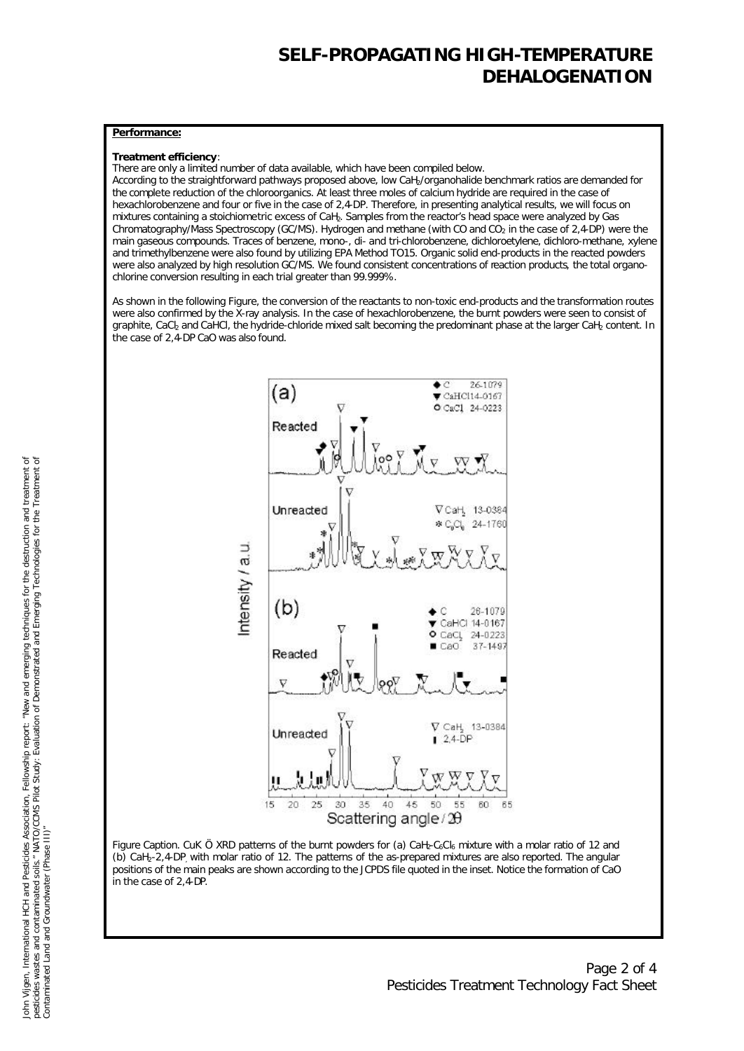**Performance:**

**Treatment efficiency**:
There are only a limited number of data available, which have been compiled below.
According to the straightforward pathways proposed above, low $CaH_2$/organohalide benchmark ratios are demanded for the complete reduction of the chloroorganics. At least three moles of calcium hydride are required in the case of hexachlorobenzene and four or five in the case of 2,4-DP. Therefore, in presenting analytical results, we will focus on mixtures containing a stoichiometric excess of $CaH_2$. Samples from the reactor's head space were analyzed by Gas Chromatography/Mass Spectroscopy (GC/MS). Hydrogen and methane (with CO and $CO_2$ in the case of 2,4-DP) were the main gaseous compounds. Traces of benzene, mono-, di- and tri-chlorobenzene, dichloroetylene, dichloro-methane, xylene and trimethylbenzene were also found by utilizing EPA Method TO15. Organic solid end-products in the reacted powders were also analyzed by high resolution GC/MS. We found consistent concentrations of reaction products, the total organo-chlorine conversion resulting in each trial greater than 99.999%.

As shown in the following Figure, the conversion of the reactants to non-toxic end-products and the transformation routes were also confirmed by the X-ray analysis. In the case of hexachlorobenzene, the burnt powders were seen to consist of graphite, $CaCl_2$ and CaHCl, the hydride-chloride mixed salt becoming the predominant phase at the larger $CaH_2$ content. In the case of 2,4-DP CaO was also found.

Figure Caption. CuK Ö XRD patterns of the burnt powders for (a) $CaH_2$-$C_6Cl_6$ mixture with a molar ratio of 12 and (b) $CaH_2$-2,4-DP, with molar ratio of 12. The patterns of the as-prepared mixtures are also reported. The angular positions of the main peaks are shown according to the JCPDS file quoted in the inset. Notice the formation of CaO in the case of 2,4-DP.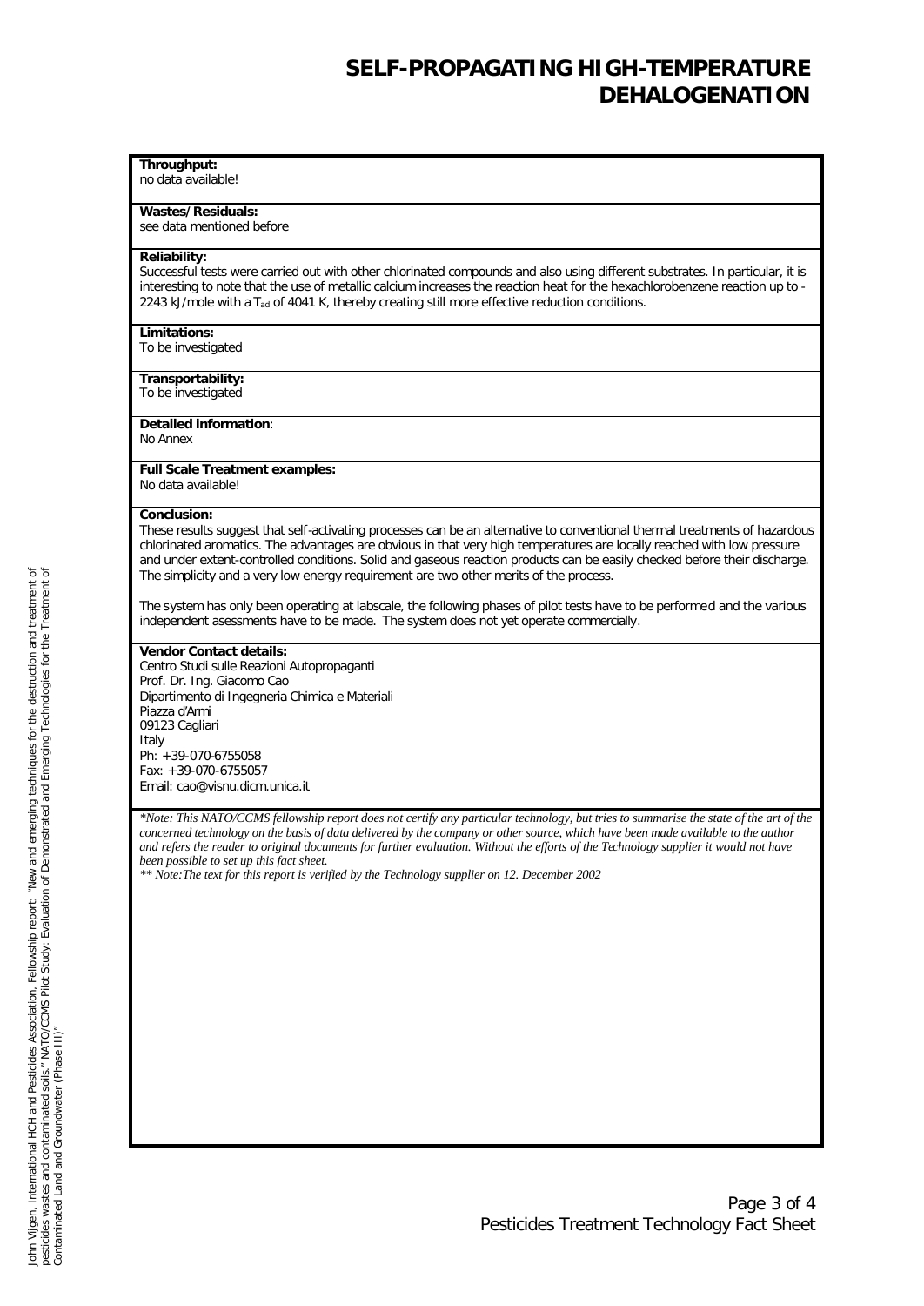# SELF-PROPAGATING HIGH-TEMPERATURE DEHALOGENATION

**Throughput:**
no data available!

**Wastes/Residuals:**
see data mentioned before

**Reliability:**
Successful tests were carried out with other chlorinated compounds and also using different substrates. In particular, it is interesting to note that the use of metallic calcium increases the reaction heat for the hexachlorobenzene reaction up to -2243 kJ/mole with a $T_{ad}$ of 4041 K, thereby creating still more effective reduction conditions.

**Limitations:**
To be investigated

**Transportability:**
To be investigated

**Detailed information**:
No Annex

**Full Scale Treatment examples:**
No data available!

**Conclusion:**
These results suggest that self-activating processes can be an alternative to conventional thermal treatments of hazardous chlorinated aromatics. The advantages are obvious in that very high temperatures are locally reached with low pressure and under extent-controlled conditions. Solid and gaseous reaction products can be easily checked before their discharge. The simplicity and a very low energy requirement are two other merits of the process.

The system has only been operating at labscale, the following phases of pilot tests have to be performed and the various independent asessments have to be made. The system does not yet operate commercially.

**Vendor Contact details:**
Centro Studi sulle Reazioni Autopropaganti
Prof. Dr. Ing. Giacomo Cao
Dipartimento di Ingegneria Chimica e Materiali
Piazza d'Armi
09123 Cagliari
Italy
Ph: +39-070-6755058
Fax: +39-070-6755057
Email: cao@visnu.dicm.unica.it

*\*Note: This NATO/CCMS fellowship report does not certify any particular technology, but tries to summarise the state of the art of the concerned technology on the basis of data delivered by the company or other source, which have been made available to the author and refers the reader to original documents for further evaluation. Without the efforts of the Technology supplier it would not have been possible to set up this fact sheet.*
*\*\* Note:The text for this report is verified by the Technology supplier on 12. December 2002*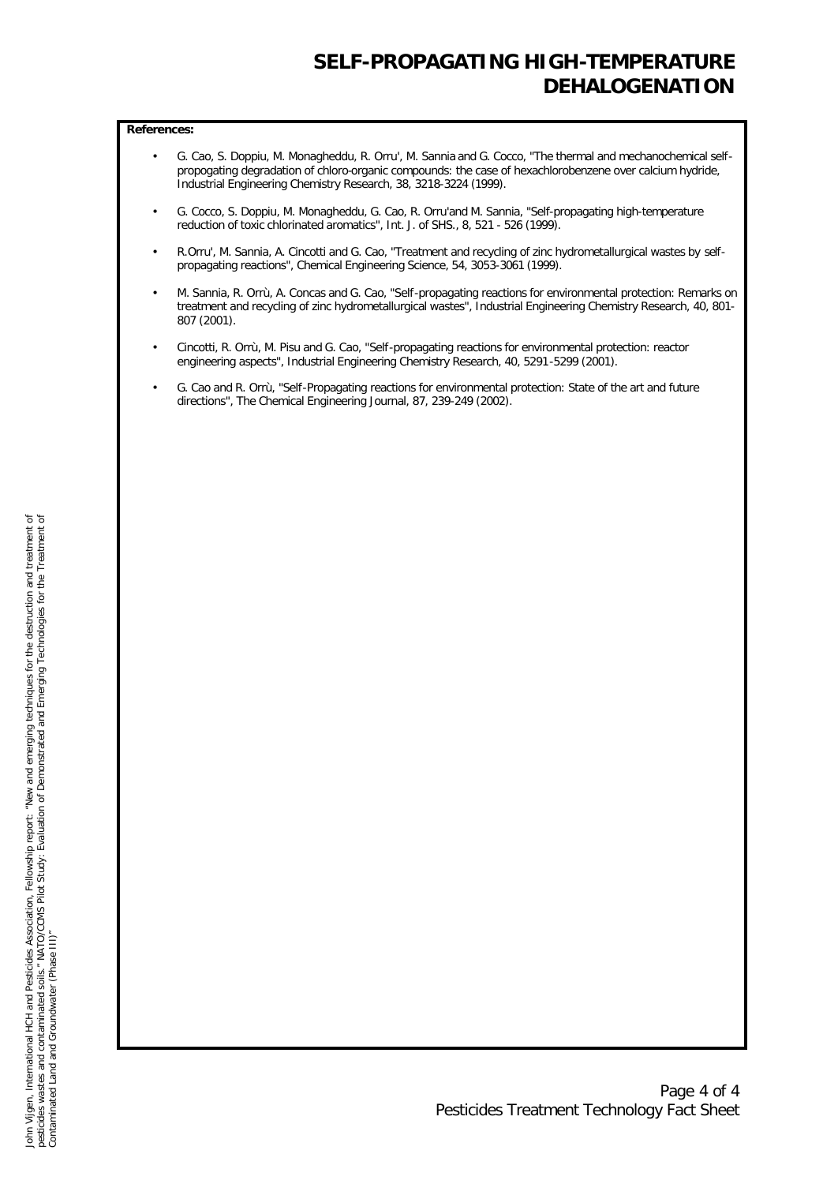# SELF-PROPAGATING HIGH-TEMPERATURE DEHALOGENATION

**References:**

- G. Cao, S. Doppiu, M. Monagheddu, R. Orru', M. Sannia and G. Cocco, "The thermal and mechanochemical self-propogating degradation of chloro-organic compounds: the case of hexachlorobenzene over calcium hydride, Industrial Engineering Chemistry Research, 38, 3218-3224 (1999).
- G. Cocco, S. Doppiu, M. Monagheddu, G. Cao, R. Orru'and M. Sannia, "Self-propagating high-temperature reduction of toxic chlorinated aromatics", Int. J. of SHS., 8, 521 - 526 (1999).
- R.Orru', M. Sannia, A. Cincotti and G. Cao, "Treatment and recycling of zinc hydrometallurgical wastes by self-propagating reactions", Chemical Engineering Science, 54, 3053-3061 (1999).
- M. Sannia, R. Orrù, A. Concas and G. Cao, "Self-propagating reactions for environmental protection: Remarks on treatment and recycling of zinc hydrometallurgical wastes", Industrial Engineering Chemistry Research, 40, 801-807 (2001).
- Cincotti, R. Orrù, M. Pisu and G. Cao, "Self-propagating reactions for environmental protection: reactor engineering aspects", Industrial Engineering Chemistry Research, 40, 5291-5299 (2001).
- G. Cao and R. Orrù, "Self-Propagating reactions for environmental protection: State of the art and future directions", The Chemical Engineering Journal, 87, 239-249 (2002).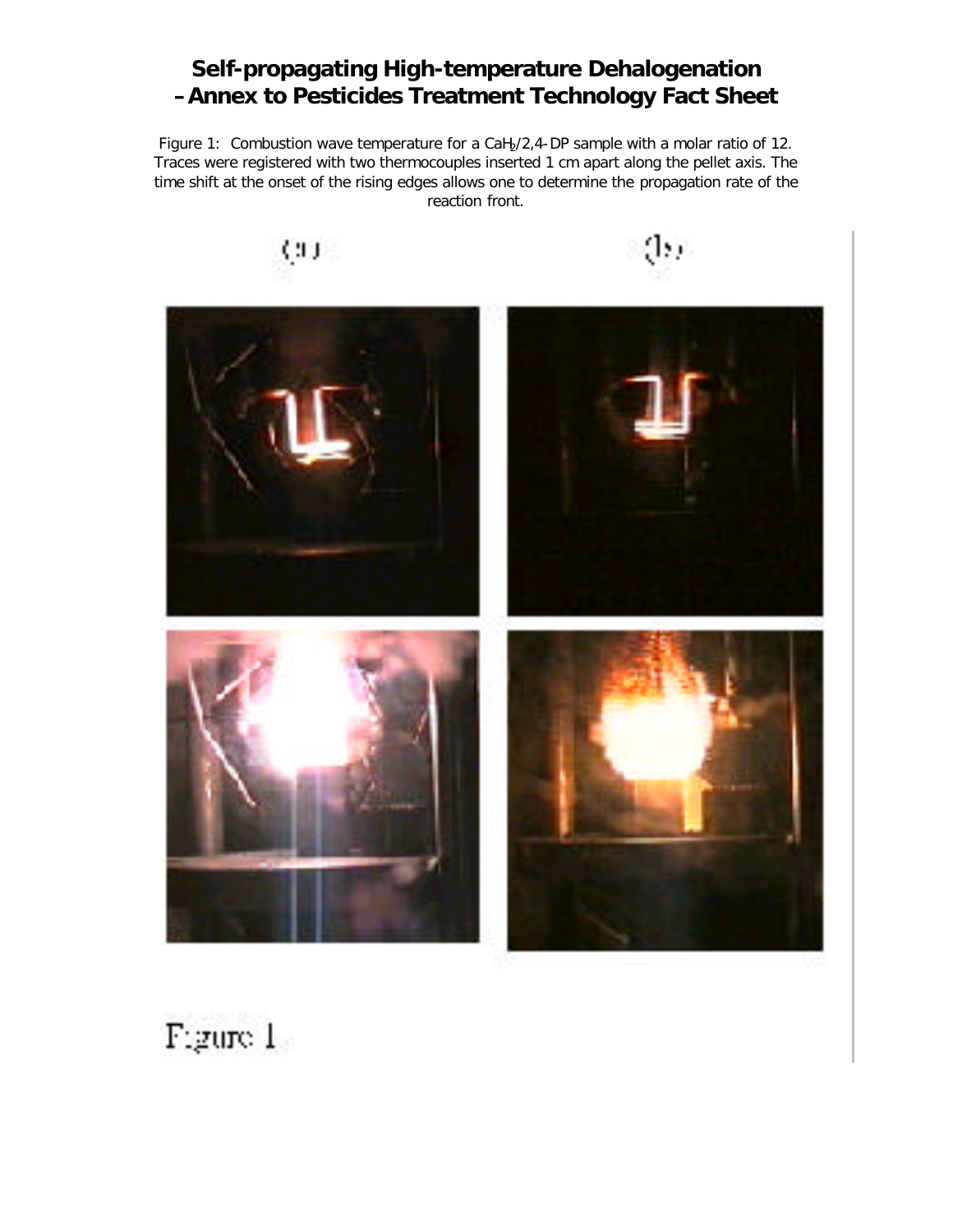# Self-propagating High-temperature Dehalogenation – Annex to Pesticides Treatment Technology Fact Sheet

Figure 1: Combustion wave temperature for a $CaH_2$/2,4-DP sample with a molar ratio of 12. Traces were registered with two thermocouples inserted 1 cm apart along the pellet axis. The time shift at the onset of the rising edges allows one to determine the propagation rate of the reaction front.

(a)

(b)

Figure 1